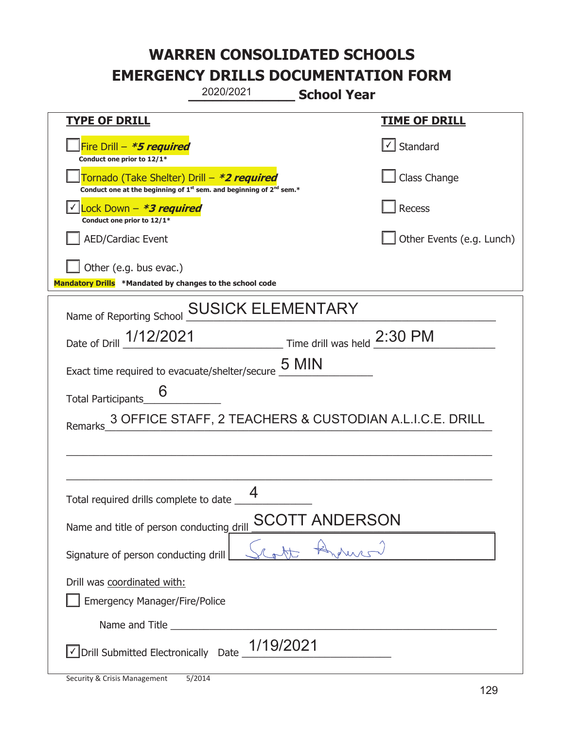# WARREN CONSOLIDATED SCHOOLS
# EMERGENCY DRILLS DOCUMENTATION FORM

2020/2021 **School Year**

| **TYPE OF DRILL** | **TIME OF DRILL** |
|---|---|
| ☐ Fire Drill – ***5 required*** <br> **Conduct one prior to 12/1*** | ☑ Standard |
| ☐ Tornado (Take Shelter) Drill – ***2 required*** <br> **Conduct one at the beginning of 1st sem. and beginning of 2nd sem.*** | ☐ Class Change |
| ☑ Lock Down – ***3 required*** <br> **Conduct one prior to 12/1*** | ☐ Recess |
| ☐ AED/Cardiac Event | ☐ Other Events (e.g. Lunch) |
| ☐ Other (e.g. bus evac.) | |

**Mandatory Drills** **\*Mandated by changes to the school code**

Name of Reporting School: SUSICK ELEMENTARY

Date of Drill: 1/12/2021 Time drill was held: 2:30 PM

Exact time required to evacuate/shelter/secure: 5 MIN

Total Participants: 6

Remarks: 3 OFFICE STAFF, 2 TEACHERS & CUSTODIAN A.L.I.C.E. DRILL

Total required drills complete to date: 4

Name and title of person conducting drill: SCOTT ANDERSON

Signature of person conducting drill: Scott Anderson

Drill was coordinated with:

☐ Emergency Manager/Fire/Police

Name and Title: ____________________

☑ Drill Submitted Electronically Date: 1/19/2021

Security & Crisis Management 5/2014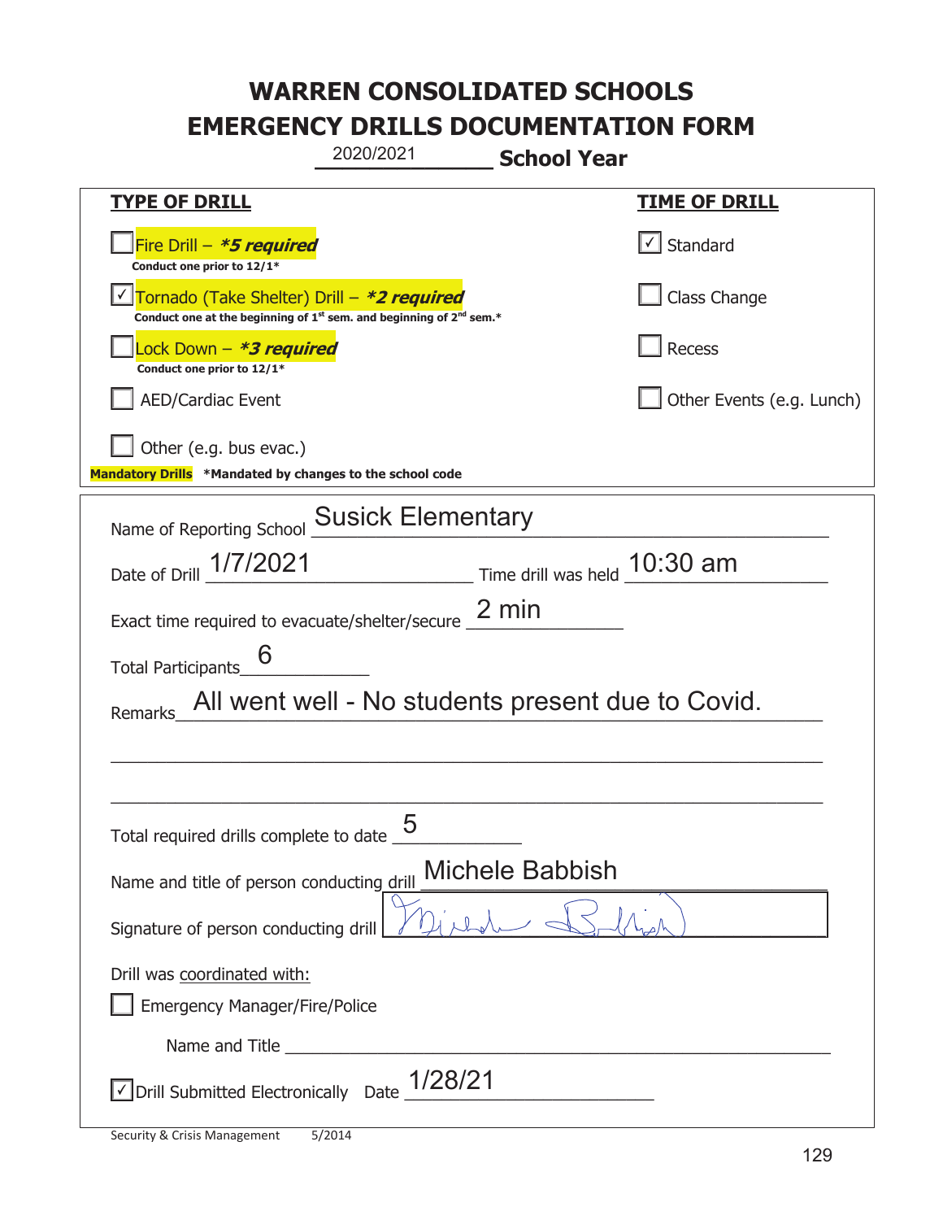# WARREN CONSOLIDATED SCHOOLS
# EMERGENCY DRILLS DOCUMENTATION FORM

2020/2021 **School Year**

| **TYPE OF DRILL** | **TIME OF DRILL** |
|---|---|
| ☐ Fire Drill – ***5 required*** <br> **Conduct one prior to 12/1*** | ☑ Standard |
| ☑ Tornado (Take Shelter) Drill – ***2 required*** <br> **Conduct one at the beginning of 1st sem. and beginning of 2nd sem.*** | ☐ Class Change |
| ☐ Lock Down – ***3 required*** <br> **Conduct one prior to 12/1*** | ☐ Recess |
| ☐ AED/Cardiac Event | ☐ Other Events (e.g. Lunch) |
| ☐ Other (e.g. bus evac.) | |

**Mandatory Drills** ***Mandated by changes to the school code**

Name of Reporting School: Susick Elementary

Date of Drill: 1/7/2021 Time drill was held: 10:30 am

Exact time required to evacuate/shelter/secure: 2 min

Total Participants: 6

Remarks: All went well - No students present due to Covid.

Total required drills complete to date: 5

Name and title of person conducting drill: Michele Babbish

Signature of person conducting drill: [signature]

Drill was coordinated with:

☐ Emergency Manager/Fire/Police

Name and Title: ______

☑ Drill Submitted Electronically Date: 1/28/21

Security & Crisis Management 5/2014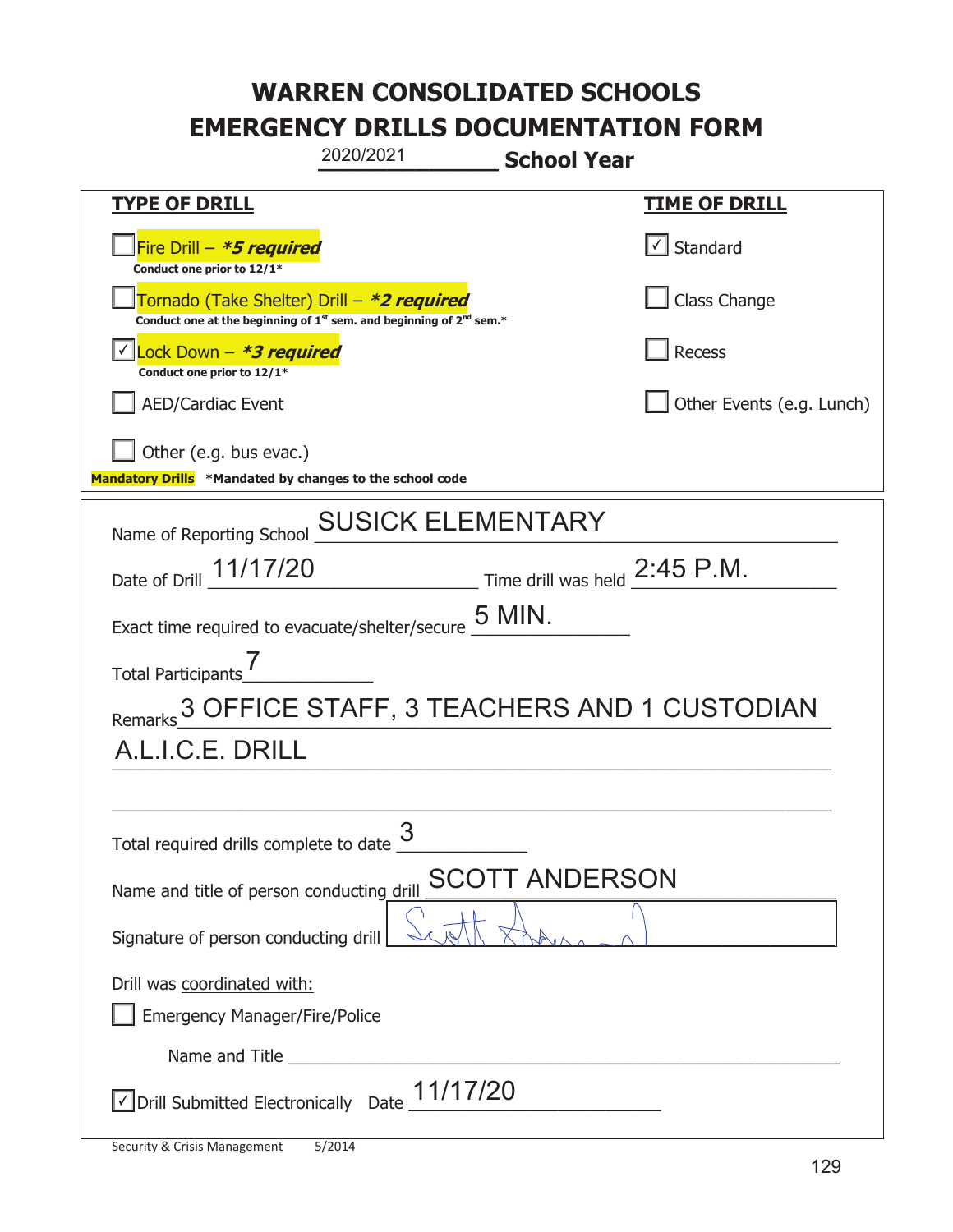# WARREN CONSOLIDATED SCHOOLS
# EMERGENCY DRILLS DOCUMENTATION FORM

2020/2021 **School Year**

| **TYPE OF DRILL** | **TIME OF DRILL** |
|---|---|
| ☐ Fire Drill – ***5 required*** <br> **Conduct one prior to 12/1*** | ☑ Standard |
| ☐ Tornado (Take Shelter) Drill – ***2 required*** <br> **Conduct one at the beginning of 1st sem. and beginning of 2nd sem.*** | ☐ Class Change |
| ☑ Lock Down – ***3 required*** <br> **Conduct one prior to 12/1*** | ☐ Recess |
| ☐ AED/Cardiac Event | ☐ Other Events (e.g. Lunch) |
| ☐ Other (e.g. bus evac.) | |

**Mandatory Drills** ***Mandated by changes to the school code**

Name of Reporting School: SUSICK ELEMENTARY

Date of Drill: 11/17/20 Time drill was held: 2:45 P.M.

Exact time required to evacuate/shelter/secure: 5 MIN.

Total Participants: 7

Remarks: 3 OFFICE STAFF, 3 TEACHERS AND 1 CUSTODIAN A.L.I.C.E. DRILL

Total required drills complete to date: 3

Name and title of person conducting drill: SCOTT ANDERSON

Signature of person conducting drill: Scott Anderson

Drill was coordinated with:

☐ Emergency Manager/Fire/Police

Name and Title ____________________

☑ Drill Submitted Electronically Date: 11/17/20

Security & Crisis Management 5/2014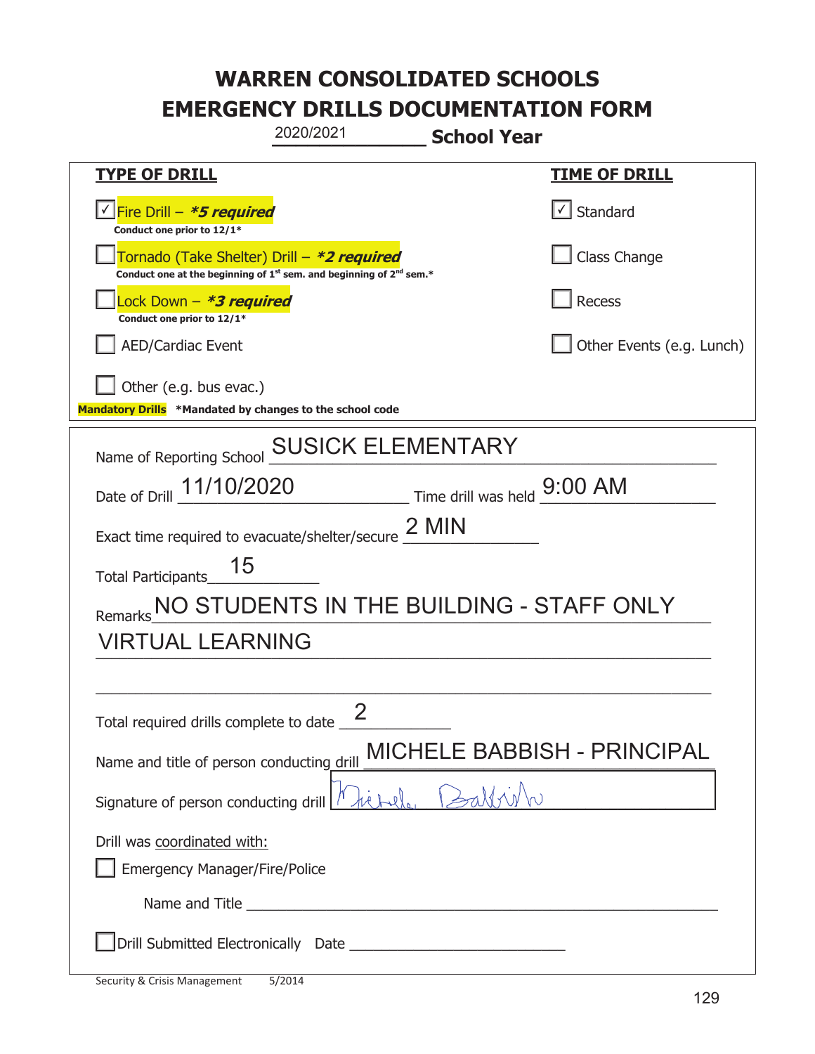# WARREN CONSOLIDATED SCHOOLS
# EMERGENCY DRILLS DOCUMENTATION FORM

2020/2021 **School Year**

| **TYPE OF DRILL** | **TIME OF DRILL** |
| --- | --- |
| ☑ Fire Drill – ***5 required*** <br> **Conduct one prior to 12/1*** | ☑ Standard |
| ☐ Tornado (Take Shelter) Drill – ***2 required*** <br> **Conduct one at the beginning of 1st sem. and beginning of 2nd sem.*** | ☐ Class Change |
| ☐ Lock Down – ***3 required*** <br> **Conduct one prior to 12/1*** | ☐ Recess |
| ☐ AED/Cardiac Event | ☐ Other Events (e.g. Lunch) |
| ☐ Other (e.g. bus evac.) | |

**Mandatory Drills** ***Mandated by changes to the school code**

Name of Reporting School: SUSICK ELEMENTARY

Date of Drill: 11/10/2020 Time drill was held: 9:00 AM

Exact time required to evacuate/shelter/secure: 2 MIN

Total Participants: 15

Remarks: NO STUDENTS IN THE BUILDING - STAFF ONLY VIRTUAL LEARNING

Total required drills complete to date: 2

Name and title of person conducting drill: MICHELE BABBISH - PRINCIPAL

Signature of person conducting drill: Michele Babbish

Drill was coordinated with:

☐ Emergency Manager/Fire/Police

Name and Title \_\_\_\_\_\_\_\_\_\_\_\_\_\_\_\_\_\_\_\_

☐ Drill Submitted Electronically Date \_\_\_\_\_\_\_\_\_\_\_\_\_\_\_\_\_\_\_\_

Security & Crisis Management 5/2014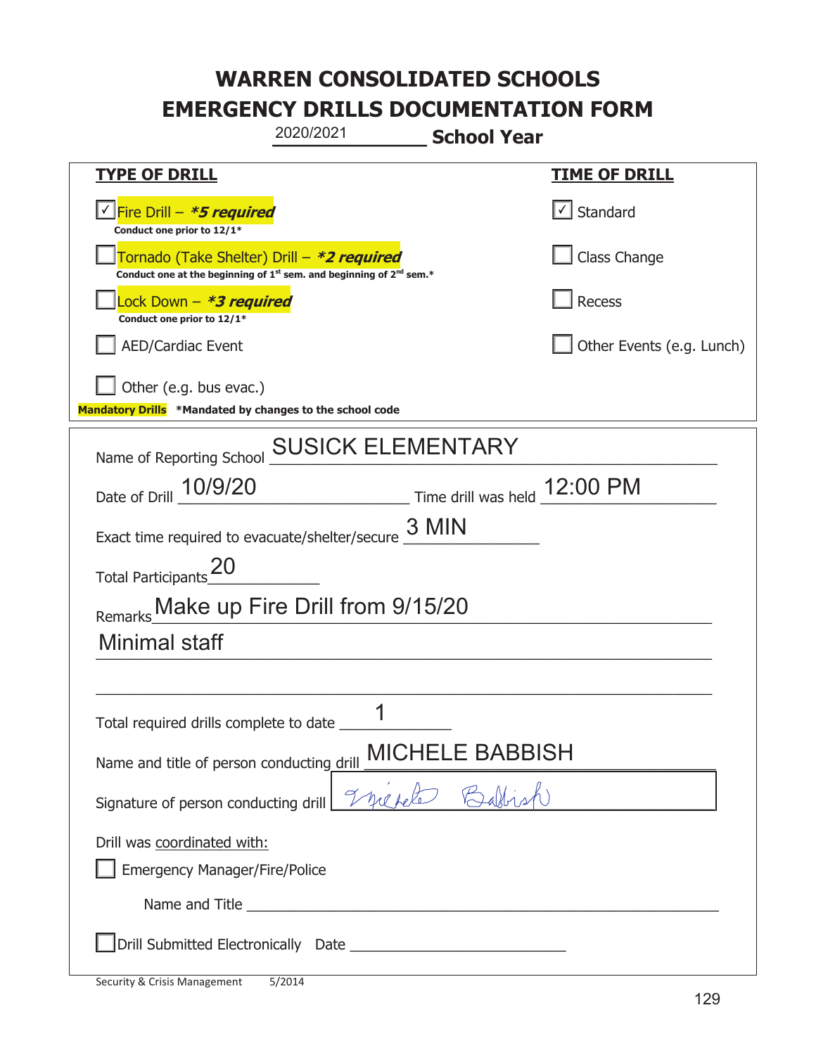# WARREN CONSOLIDATED SCHOOLS
# EMERGENCY DRILLS DOCUMENTATION FORM

2020/2021 **School Year**

| **TYPE OF DRILL** | **TIME OF DRILL** |
|---|---|
| ☑ Fire Drill – ***5 required*** <br> **Conduct one prior to 12/1*** | ☑ Standard |
| ☐ Tornado (Take Shelter) Drill – ***2 required*** <br> **Conduct one at the beginning of 1st sem. and beginning of 2nd sem.*** | ☐ Class Change |
| ☐ Lock Down – ***3 required*** <br> **Conduct one prior to 12/1*** | ☐ Recess |
| ☐ AED/Cardiac Event | ☐ Other Events (e.g. Lunch) |
| ☐ Other (e.g. bus evac.) | |

**Mandatory Drills** ***Mandated by changes to the school code**

Name of Reporting School: SUSICK ELEMENTARY

Date of Drill: 10/9/20 Time drill was held: 12:00 PM

Exact time required to evacuate/shelter/secure: 3 MIN

Total Participants: 20

Remarks: Make up Fire Drill from 9/15/20
Minimal staff

Total required drills complete to date: 1

Name and title of person conducting drill: MICHELE BABBISH

Signature of person conducting drill: Michele Babbish

Drill was coordinated with:

☐ Emergency Manager/Fire/Police

Name and Title ______________________

☐ Drill Submitted Electronically Date ______________________

Security & Crisis Management 5/2014